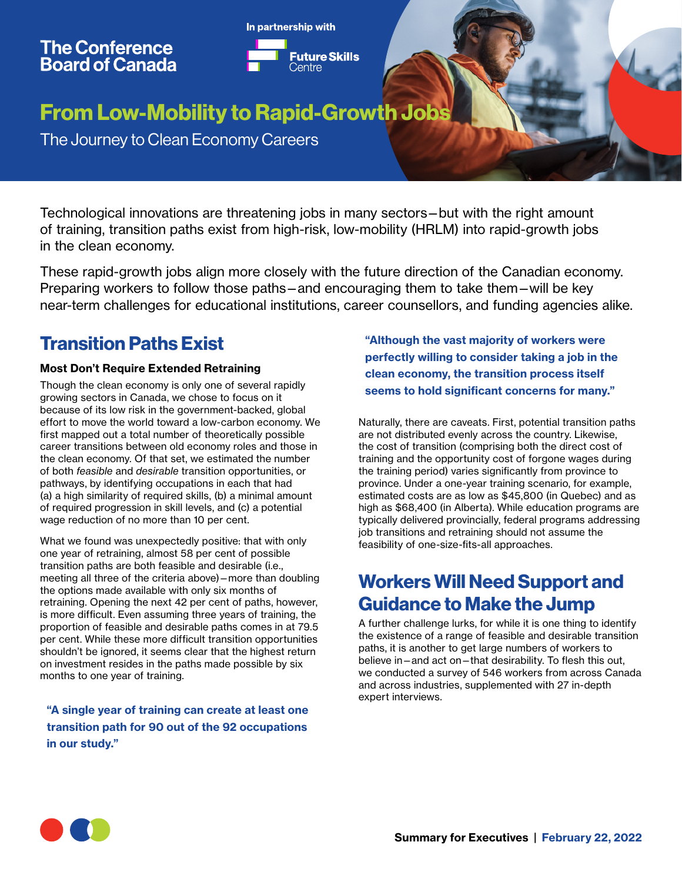The Conference Board of Canada

In partnership with

Future Skills Centre

# From Low-Mobility to Rapid-Growth Jobs

The Journey to Clean Economy Careers

Technological innovations are threatening jobs in many sectors—but with the right amount of training, transition paths exist from high-risk, low-mobility (HRLM) into rapid-growth jobs in the clean economy.

These rapid-growth jobs align more closely with the future direction of the Canadian economy. Preparing workers to follow those paths—and encouraging them to take them—will be key near-term challenges for educational institutions, career counsellors, and funding agencies alike.

## Transition Paths Exist

### Most Don't Require Extended Retraining

Though the clean economy is only one of several rapidly growing sectors in Canada, we chose to focus on it because of its low risk in the government-backed, global effort to move the world toward a low-carbon economy. We first mapped out a total number of theoretically possible career transitions between old economy roles and those in the clean economy. Of that set, we estimated the number of both *feasible* and *desirable* transition opportunities, or pathways, by identifying occupations in each that had (a) a high similarity of required skills, (b) a minimal amount of required progression in skill levels, and (c) a potential wage reduction of no more than 10 per cent.

What we found was unexpectedly positive: that with only one year of retraining, almost 58 per cent of possible transition paths are both feasible and desirable (i.e., meeting all three of the criteria above)—more than doubling the options made available with only six months of retraining. Opening the next 42 per cent of paths, however, is more difficult. Even assuming three years of training, the proportion of feasible and desirable paths comes in at 79.5 per cent. While these more difficult transition opportunities shouldn't be ignored, it seems clear that the highest return on investment resides in the paths made possible by six months to one year of training.

**"A single year of training can create at least one transition path for 90 out of the 92 occupations in our study."**

**"Although the vast majority of workers were perfectly willing to consider taking a job in the clean economy, the transition process itself seems to hold significant concerns for many."**

Naturally, there are caveats. First, potential transition paths are not distributed evenly across the country. Likewise, the cost of transition (comprising both the direct cost of training and the opportunity cost of forgone wages during the training period) varies significantly from province to province. Under a one-year training scenario, for example, estimated costs are as low as $45,800 (in Quebec) and as high as $68,400 (in Alberta). While education programs are typically delivered provincially, federal programs addressing job transitions and retraining should not assume the feasibility of one-size-fits-all approaches.

## Workers Will Need Support and Guidance to Make the Jump

A further challenge lurks, for while it is one thing to identify the existence of a range of feasible and desirable transition paths, it is another to get large numbers of workers to believe in—and act on—that desirability. To flesh this out, we conducted a survey of 546 workers from across Canada and across industries, supplemented with 27 in-depth expert interviews.

**Summary for Executives** | **February 22, 2022**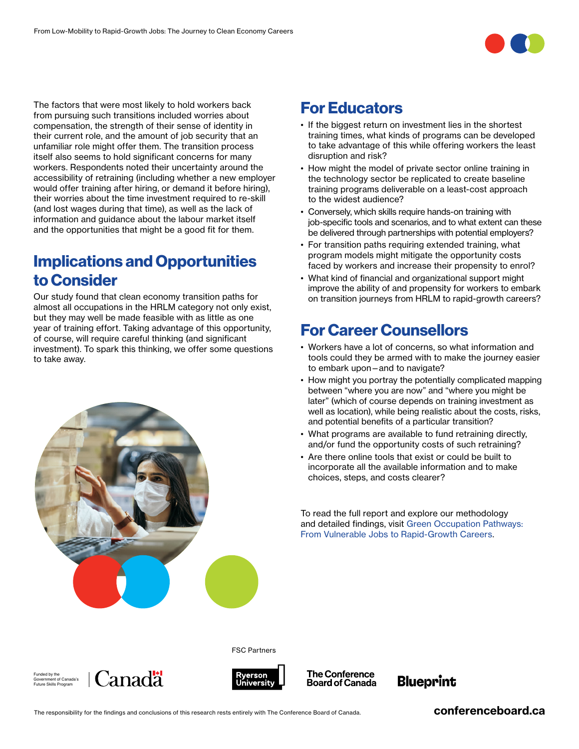The factors that were most likely to hold workers back from pursuing such transitions included worries about compensation, the strength of their sense of identity in their current role, and the amount of job security that an unfamiliar role might offer them. The transition process itself also seems to hold significant concerns for many workers. Respondents noted their uncertainty around the accessibility of retraining (including whether a new employer would offer training after hiring, or demand it before hiring), their worries about the time investment required to re-skill (and lost wages during that time), as well as the lack of information and guidance about the labour market itself and the opportunities that might be a good fit for them.

## Implications and Opportunities to Consider

Our study found that clean economy transition paths for almost all occupations in the HRLM category not only exist, but they may well be made feasible with as little as one year of training effort. Taking advantage of this opportunity, of course, will require careful thinking (and significant investment). To spark this thinking, we offer some questions to take away.

## For Educators

- If the biggest return on investment lies in the shortest training times, what kinds of programs can be developed to take advantage of this while offering workers the least disruption and risk?
- How might the model of private sector online training in the technology sector be replicated to create baseline training programs deliverable on a least-cost approach to the widest audience?
- Conversely, which skills require hands-on training with job-specific tools and scenarios, and to what extent can these be delivered through partnerships with potential employers?
- For transition paths requiring extended training, what program models might mitigate the opportunity costs faced by workers and increase their propensity to enrol?
- What kind of financial and organizational support might improve the ability of and propensity for workers to embark on transition journeys from HRLM to rapid-growth careers?

## For Career Counsellors

- Workers have a lot of concerns, so what information and tools could they be armed with to make the journey easier to embark upon—and to navigate?
- How might you portray the potentially complicated mapping between "where you are now" and "where you might be later" (which of course depends on training investment as well as location), while being realistic about the costs, risks, and potential benefits of a particular transition?
- What programs are available to fund retraining directly, and/or fund the opportunity costs of such retraining?
- Are there online tools that exist or could be built to incorporate all the available information and to make choices, steps, and costs clearer?

To read the full report and explore our methodology and detailed findings, visit Green Occupation Pathways: From Vulnerable Jobs to Rapid-Growth Careers.

Funded by the Government of Canada's Future Skills Program

FSC Partners

The responsibility for the findings and conclusions of this research rests entirely with The Conference Board of Canada.

conferenceboard.ca